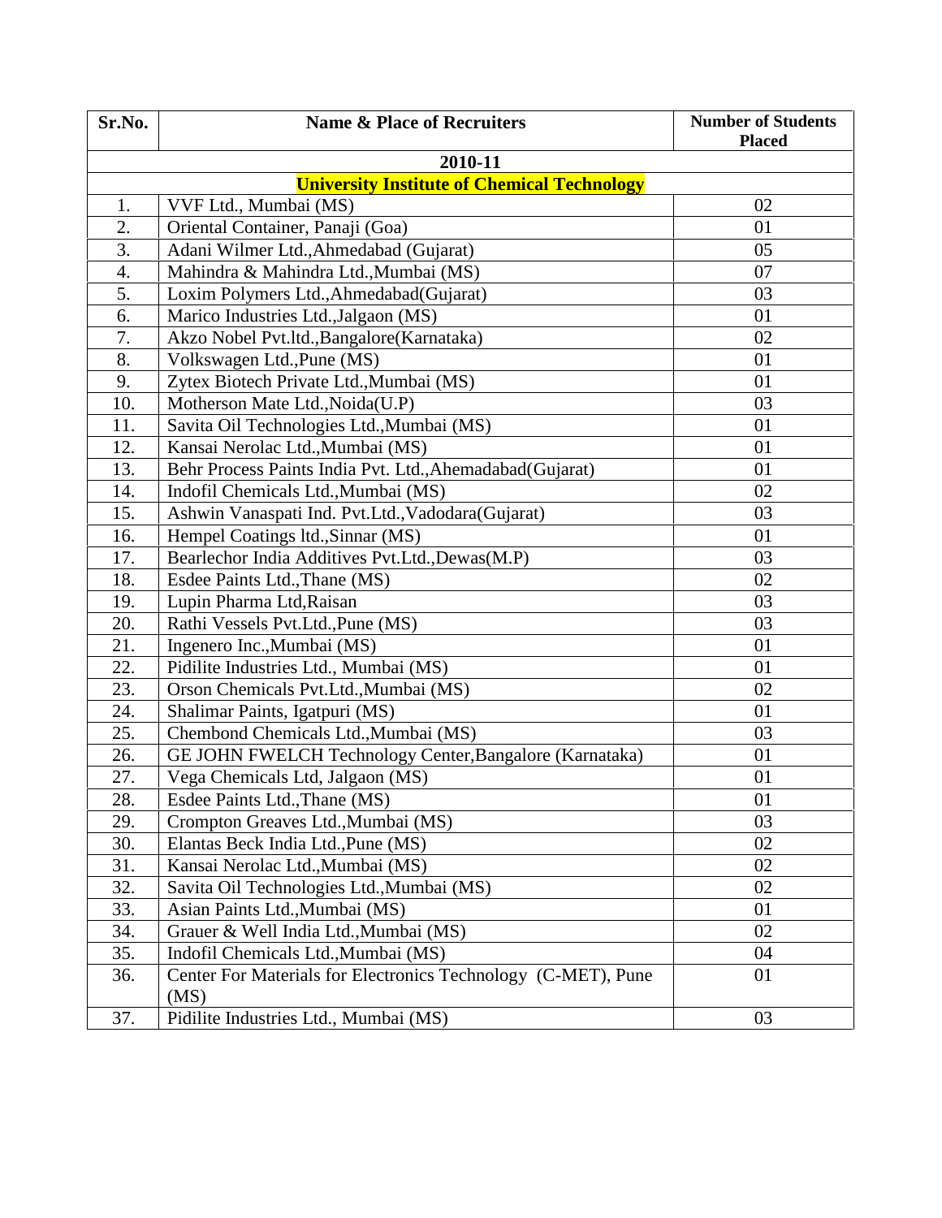| Sr.No. | Name & Place of Recruiters | Number of Students Placed |
|---|---|---|
| | **2010-11** | |
| | **University Institute of Chemical Technology** | |
| 1. | VVF Ltd., Mumbai (MS) | 02 |
| 2. | Oriental Container, Panaji (Goa) | 01 |
| 3. | Adani Wilmer Ltd.,Ahmedabad (Gujarat) | 05 |
| 4. | Mahindra & Mahindra Ltd.,Mumbai (MS) | 07 |
| 5. | Loxim Polymers Ltd.,Ahmedabad(Gujarat) | 03 |
| 6. | Marico Industries Ltd.,Jalgaon (MS) | 01 |
| 7. | Akzo Nobel Pvt.ltd.,Bangalore(Karnataka) | 02 |
| 8. | Volkswagen Ltd.,Pune (MS) | 01 |
| 9. | Zytex Biotech Private Ltd.,Mumbai (MS) | 01 |
| 10. | Motherson Mate Ltd.,Noida(U.P) | 03 |
| 11. | Savita Oil Technologies Ltd.,Mumbai (MS) | 01 |
| 12. | Kansai Nerolac Ltd.,Mumbai (MS) | 01 |
| 13. | Behr Process Paints India Pvt. Ltd.,Ahemadabad(Gujarat) | 01 |
| 14. | Indofil Chemicals Ltd.,Mumbai (MS) | 02 |
| 15. | Ashwin Vanaspati Ind. Pvt.Ltd.,Vadodara(Gujarat) | 03 |
| 16. | Hempel Coatings ltd.,Sinnar (MS) | 01 |
| 17. | Bearlechor India Additives Pvt.Ltd.,Dewas(M.P) | 03 |
| 18. | Esdee Paints Ltd.,Thane (MS) | 02 |
| 19. | Lupin Pharma Ltd,Raisan | 03 |
| 20. | Rathi Vessels Pvt.Ltd.,Pune (MS) | 03 |
| 21. | Ingenero Inc.,Mumbai (MS) | 01 |
| 22. | Pidilite Industries Ltd., Mumbai (MS) | 01 |
| 23. | Orson Chemicals Pvt.Ltd.,Mumbai (MS) | 02 |
| 24. | Shalimar Paints, Igatpuri (MS) | 01 |
| 25. | Chembond Chemicals Ltd.,Mumbai (MS) | 03 |
| 26. | GE JOHN FWELCH Technology Center,Bangalore (Karnataka) | 01 |
| 27. | Vega Chemicals Ltd, Jalgaon (MS) | 01 |
| 28. | Esdee Paints Ltd.,Thane (MS) | 01 |
| 29. | Crompton Greaves Ltd.,Mumbai (MS) | 03 |
| 30. | Elantas Beck India Ltd.,Pune (MS) | 02 |
| 31. | Kansai Nerolac Ltd.,Mumbai (MS) | 02 |
| 32. | Savita Oil Technologies Ltd.,Mumbai (MS) | 02 |
| 33. | Asian Paints Ltd.,Mumbai (MS) | 01 |
| 34. | Grauer & Well India Ltd.,Mumbai (MS) | 02 |
| 35. | Indofil Chemicals Ltd.,Mumbai (MS) | 04 |
| 36. | Center For Materials for Electronics Technology (C-MET), Pune (MS) | 01 |
| 37. | Pidilite Industries Ltd., Mumbai (MS) | 03 |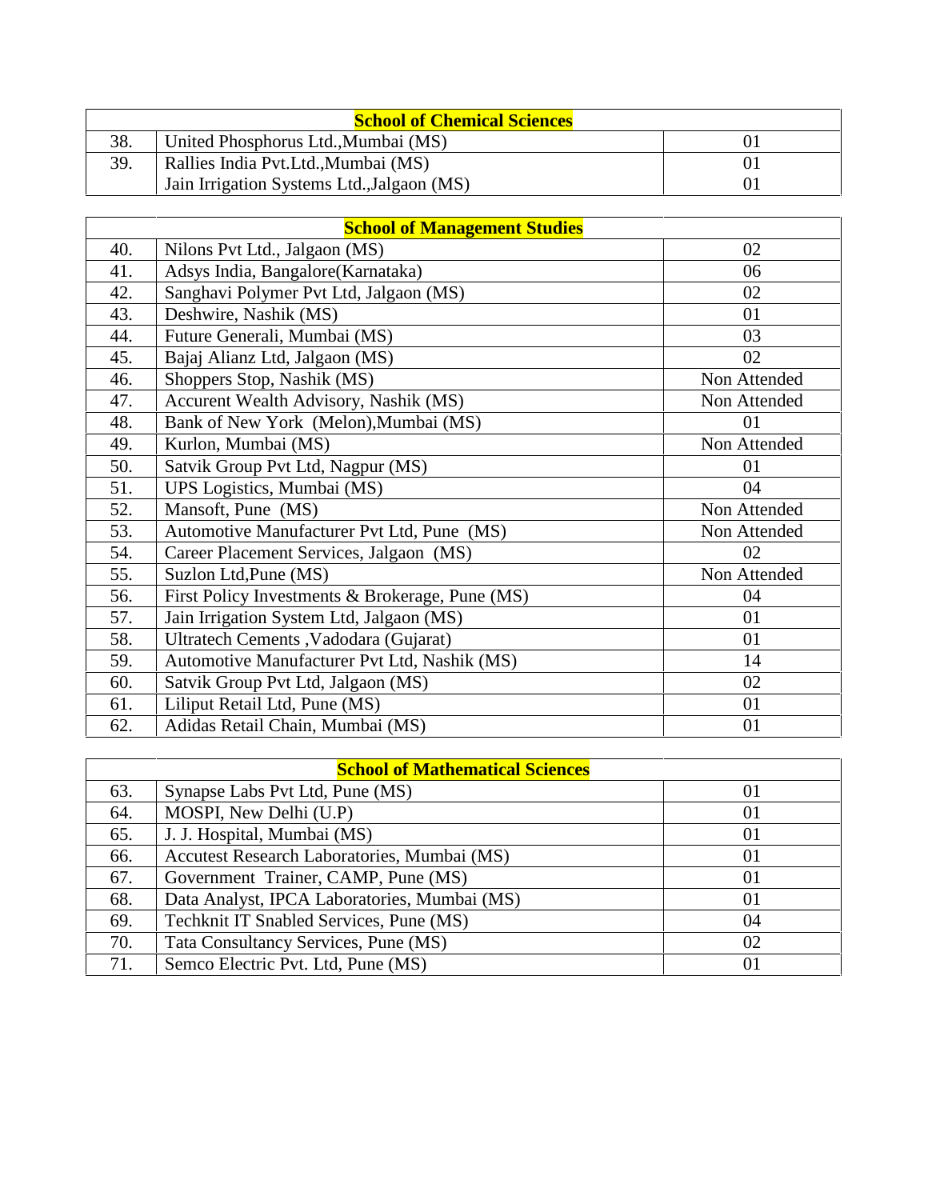| | | |
|---|---|---|
| | **School of Chemical Sciences** | |
| 38. | United Phosphorus Ltd.,Mumbai (MS) | 01 |
| 39. | Rallies India Pvt.Ltd.,Mumbai (MS) | 01 |
| | Jain Irrigation Systems Ltd.,Jalgaon (MS) | 01 |

| | | |
|---|---|---|
| | **School of Management Studies** | |
| 40. | Nilons Pvt Ltd., Jalgaon (MS) | 02 |
| 41. | Adsys India, Bangalore(Karnataka) | 06 |
| 42. | Sanghavi Polymer Pvt Ltd, Jalgaon (MS) | 02 |
| 43. | Deshwire, Nashik (MS) | 01 |
| 44. | Future Generali, Mumbai (MS) | 03 |
| 45. | Bajaj Alianz Ltd, Jalgaon (MS) | 02 |
| 46. | Shoppers Stop, Nashik (MS) | Non Attended |
| 47. | Accurent Wealth Advisory, Nashik (MS) | Non Attended |
| 48. | Bank of New York (Melon),Mumbai (MS) | 01 |
| 49. | Kurlon, Mumbai (MS) | Non Attended |
| 50. | Satvik Group Pvt Ltd, Nagpur (MS) | 01 |
| 51. | UPS Logistics, Mumbai (MS) | 04 |
| 52. | Mansoft, Pune (MS) | Non Attended |
| 53. | Automotive Manufacturer Pvt Ltd, Pune (MS) | Non Attended |
| 54. | Career Placement Services, Jalgaon (MS) | 02 |
| 55. | Suzlon Ltd,Pune (MS) | Non Attended |
| 56. | First Policy Investments & Brokerage, Pune (MS) | 04 |
| 57. | Jain Irrigation System Ltd, Jalgaon (MS) | 01 |
| 58. | Ultratech Cements ,Vadodara (Gujarat) | 01 |
| 59. | Automotive Manufacturer Pvt Ltd, Nashik (MS) | 14 |
| 60. | Satvik Group Pvt Ltd, Jalgaon (MS) | 02 |
| 61. | Liliput Retail Ltd, Pune (MS) | 01 |
| 62. | Adidas Retail Chain, Mumbai (MS) | 01 |

| | | |
|---|---|---|
| | **School of Mathematical Sciences** | |
| 63. | Synapse Labs Pvt Ltd, Pune (MS) | 01 |
| 64. | MOSPI, New Delhi (U.P) | 01 |
| 65. | J. J. Hospital, Mumbai (MS) | 01 |
| 66. | Accutest Research Laboratories, Mumbai (MS) | 01 |
| 67. | Government Trainer, CAMP, Pune (MS) | 01 |
| 68. | Data Analyst, IPCA Laboratories, Mumbai (MS) | 01 |
| 69. | Techknit IT Snabled Services, Pune (MS) | 04 |
| 70. | Tata Consultancy Services, Pune (MS) | 02 |
| 71. | Semco Electric Pvt. Ltd, Pune (MS) | 01 |